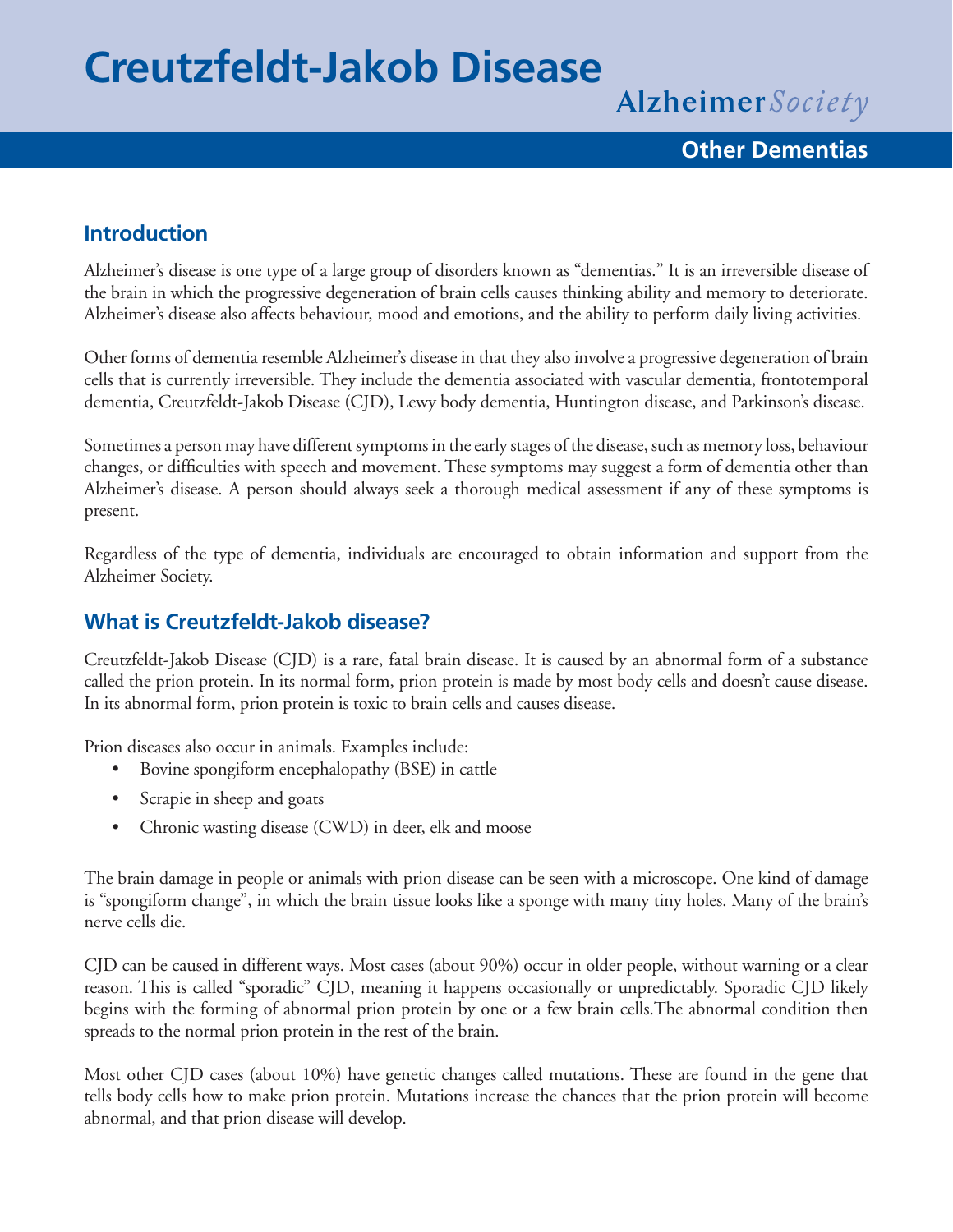# Creutzfeldt-Jakob Disease

Alzheimer *Society*

**Other Dementias**

## Introduction

Alzheimer's disease is one type of a large group of disorders known as "dementias." It is an irreversible disease of the brain in which the progressive degeneration of brain cells causes thinking ability and memory to deteriorate. Alzheimer's disease also affects behaviour, mood and emotions, and the ability to perform daily living activities.

Other forms of dementia resemble Alzheimer's disease in that they also involve a progressive degeneration of brain cells that is currently irreversible. They include the dementia associated with vascular dementia, frontotemporal dementia, Creutzfeldt-Jakob Disease (CJD), Lewy body dementia, Huntington disease, and Parkinson's disease.

Sometimes a person may have different symptoms in the early stages of the disease, such as memory loss, behaviour changes, or difficulties with speech and movement. These symptoms may suggest a form of dementia other than Alzheimer's disease. A person should always seek a thorough medical assessment if any of these symptoms is present.

Regardless of the type of dementia, individuals are encouraged to obtain information and support from the Alzheimer Society.

## What is Creutzfeldt-Jakob disease?

Creutzfeldt-Jakob Disease (CJD) is a rare, fatal brain disease. It is caused by an abnormal form of a substance called the prion protein. In its normal form, prion protein is made by most body cells and doesn't cause disease. In its abnormal form, prion protein is toxic to brain cells and causes disease.

Prion diseases also occur in animals. Examples include:

- Bovine spongiform encephalopathy (BSE) in cattle
- Scrapie in sheep and goats
- Chronic wasting disease (CWD) in deer, elk and moose

The brain damage in people or animals with prion disease can be seen with a microscope. One kind of damage is "spongiform change", in which the brain tissue looks like a sponge with many tiny holes. Many of the brain's nerve cells die.

CJD can be caused in different ways. Most cases (about 90%) occur in older people, without warning or a clear reason. This is called "sporadic" CJD, meaning it happens occasionally or unpredictably. Sporadic CJD likely begins with the forming of abnormal prion protein by one or a few brain cells.The abnormal condition then spreads to the normal prion protein in the rest of the brain.

Most other CJD cases (about 10%) have genetic changes called mutations. These are found in the gene that tells body cells how to make prion protein. Mutations increase the chances that the prion protein will become abnormal, and that prion disease will develop.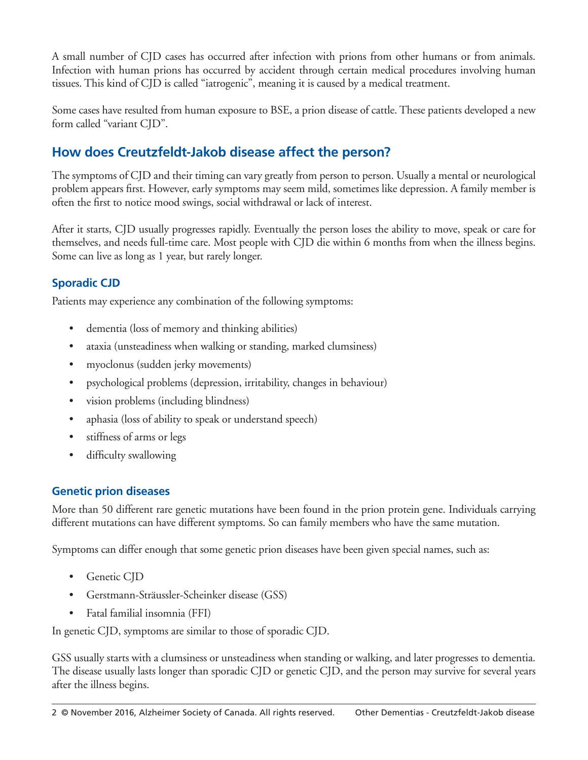A small number of CJD cases has occurred after infection with prions from other humans or from animals. Infection with human prions has occurred by accident through certain medical procedures involving human tissues. This kind of CJD is called "iatrogenic", meaning it is caused by a medical treatment.

Some cases have resulted from human exposure to BSE, a prion disease of cattle. These patients developed a new form called "variant CJD".

## How does Creutzfeldt-Jakob disease affect the person?

The symptoms of CJD and their timing can vary greatly from person to person. Usually a mental or neurological problem appears first. However, early symptoms may seem mild, sometimes like depression. A family member is often the first to notice mood swings, social withdrawal or lack of interest.

After it starts, CJD usually progresses rapidly. Eventually the person loses the ability to move, speak or care for themselves, and needs full-time care. Most people with CJD die within 6 months from when the illness begins. Some can live as long as 1 year, but rarely longer.

### Sporadic CJD

Patients may experience any combination of the following symptoms:

- dementia (loss of memory and thinking abilities)
- ataxia (unsteadiness when walking or standing, marked clumsiness)
- myoclonus (sudden jerky movements)
- psychological problems (depression, irritability, changes in behaviour)
- vision problems (including blindness)
- aphasia (loss of ability to speak or understand speech)
- stiffness of arms or legs
- difficulty swallowing

### Genetic prion diseases

More than 50 different rare genetic mutations have been found in the prion protein gene. Individuals carrying different mutations can have different symptoms. So can family members who have the same mutation.

Symptoms can differ enough that some genetic prion diseases have been given special names, such as:

- Genetic CJD
- Gerstmann-Sträussler-Scheinker disease (GSS)
- Fatal familial insomnia (FFI)

In genetic CJD, symptoms are similar to those of sporadic CJD.

GSS usually starts with a clumsiness or unsteadiness when standing or walking, and later progresses to dementia. The disease usually lasts longer than sporadic CJD or genetic CJD, and the person may survive for several years after the illness begins.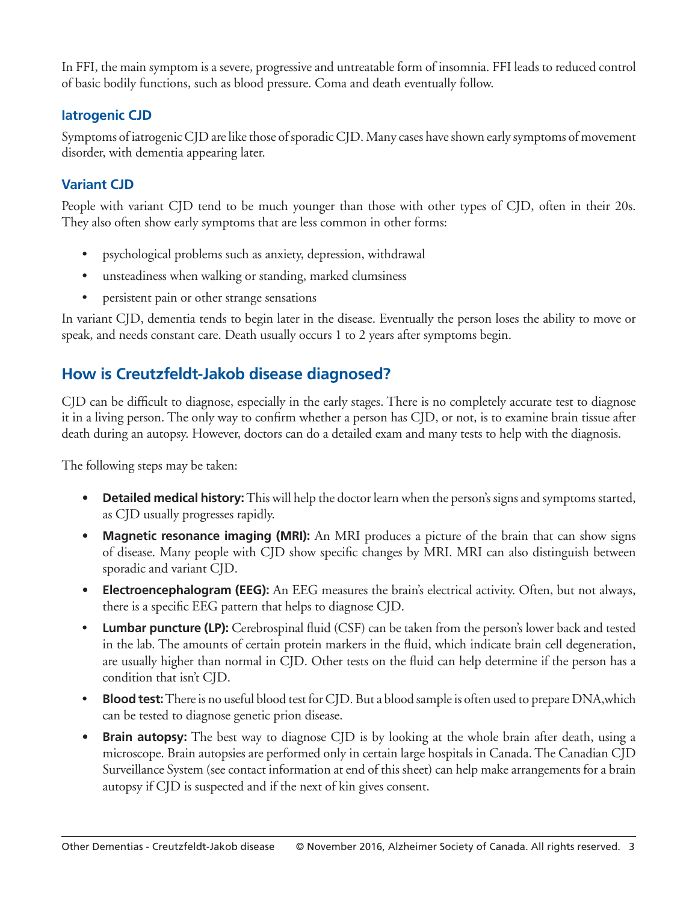In FFI, the main symptom is a severe, progressive and untreatable form of insomnia. FFI leads to reduced control of basic bodily functions, such as blood pressure. Coma and death eventually follow.

### Iatrogenic CJD

Symptoms of iatrogenic CJD are like those of sporadic CJD. Many cases have shown early symptoms of movement disorder, with dementia appearing later.

### Variant CJD

People with variant CJD tend to be much younger than those with other types of CJD, often in their 20s. They also often show early symptoms that are less common in other forms:

- psychological problems such as anxiety, depression, withdrawal
- unsteadiness when walking or standing, marked clumsiness
- persistent pain or other strange sensations

In variant CJD, dementia tends to begin later in the disease. Eventually the person loses the ability to move or speak, and needs constant care. Death usually occurs 1 to 2 years after symptoms begin.

## How is Creutzfeldt-Jakob disease diagnosed?

CJD can be difficult to diagnose, especially in the early stages. There is no completely accurate test to diagnose it in a living person. The only way to confirm whether a person has CJD, or not, is to examine brain tissue after death during an autopsy. However, doctors can do a detailed exam and many tests to help with the diagnosis.

The following steps may be taken:

- **Detailed medical history:** This will help the doctor learn when the person's signs and symptoms started, as CJD usually progresses rapidly.
- **Magnetic resonance imaging (MRI):** An MRI produces a picture of the brain that can show signs of disease. Many people with CJD show specific changes by MRI. MRI can also distinguish between sporadic and variant CJD.
- **Electroencephalogram (EEG):** An EEG measures the brain's electrical activity. Often, but not always, there is a specific EEG pattern that helps to diagnose CJD.
- **Lumbar puncture (LP):** Cerebrospinal fluid (CSF) can be taken from the person's lower back and tested in the lab. The amounts of certain protein markers in the fluid, which indicate brain cell degeneration, are usually higher than normal in CJD. Other tests on the fluid can help determine if the person has a condition that isn't CJD.
- **Blood test:** There is no useful blood test for CJD. But a blood sample is often used to prepare DNA,which can be tested to diagnose genetic prion disease.
- **Brain autopsy:** The best way to diagnose CJD is by looking at the whole brain after death, using a microscope. Brain autopsies are performed only in certain large hospitals in Canada. The Canadian CJD Surveillance System (see contact information at end of this sheet) can help make arrangements for a brain autopsy if CJD is suspected and if the next of kin gives consent.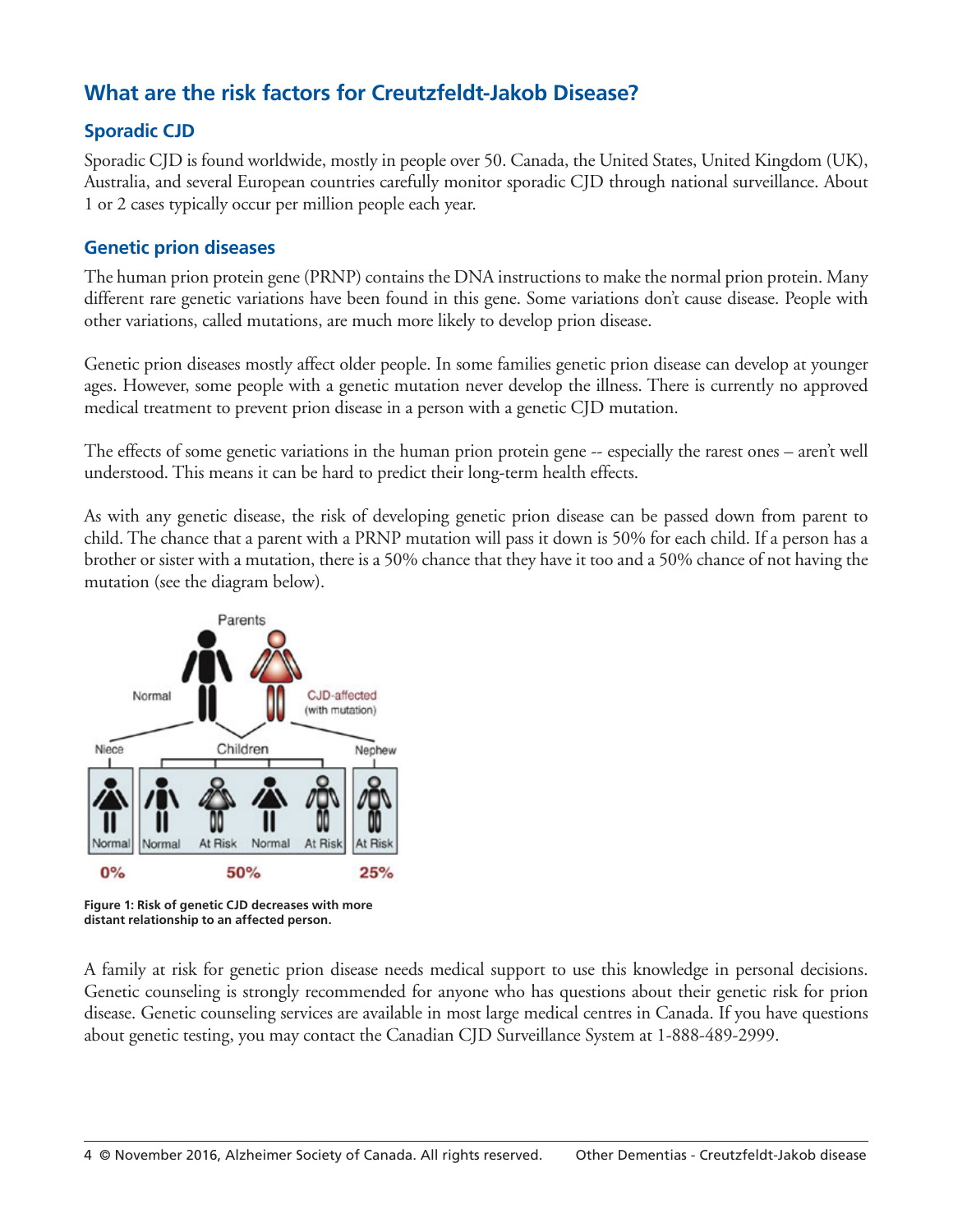## What are the risk factors for Creutzfeldt-Jakob Disease?

### Sporadic CJD

Sporadic CJD is found worldwide, mostly in people over 50. Canada, the United States, United Kingdom (UK), Australia, and several European countries carefully monitor sporadic CJD through national surveillance. About 1 or 2 cases typically occur per million people each year.

### Genetic prion diseases

The human prion protein gene (PRNP) contains the DNA instructions to make the normal prion protein. Many different rare genetic variations have been found in this gene. Some variations don't cause disease. People with other variations, called mutations, are much more likely to develop prion disease.

Genetic prion diseases mostly affect older people. In some families genetic prion disease can develop at younger ages. However, some people with a genetic mutation never develop the illness. There is currently no approved medical treatment to prevent prion disease in a person with a genetic CJD mutation.

The effects of some genetic variations in the human prion protein gene -- especially the rarest ones – aren't well understood. This means it can be hard to predict their long-term health effects.

As with any genetic disease, the risk of developing genetic prion disease can be passed down from parent to child. The chance that a parent with a PRNP mutation will pass it down is 50% for each child. If a person has a brother or sister with a mutation, there is a 50% chance that they have it too and a 50% chance of not having the mutation (see the diagram below).

**Figure 1: Risk of genetic CJD decreases with more distant relationship to an affected person.**

A family at risk for genetic prion disease needs medical support to use this knowledge in personal decisions. Genetic counseling is strongly recommended for anyone who has questions about their genetic risk for prion disease. Genetic counseling services are available in most large medical centres in Canada. If you have questions about genetic testing, you may contact the Canadian CJD Surveillance System at 1-888-489-2999.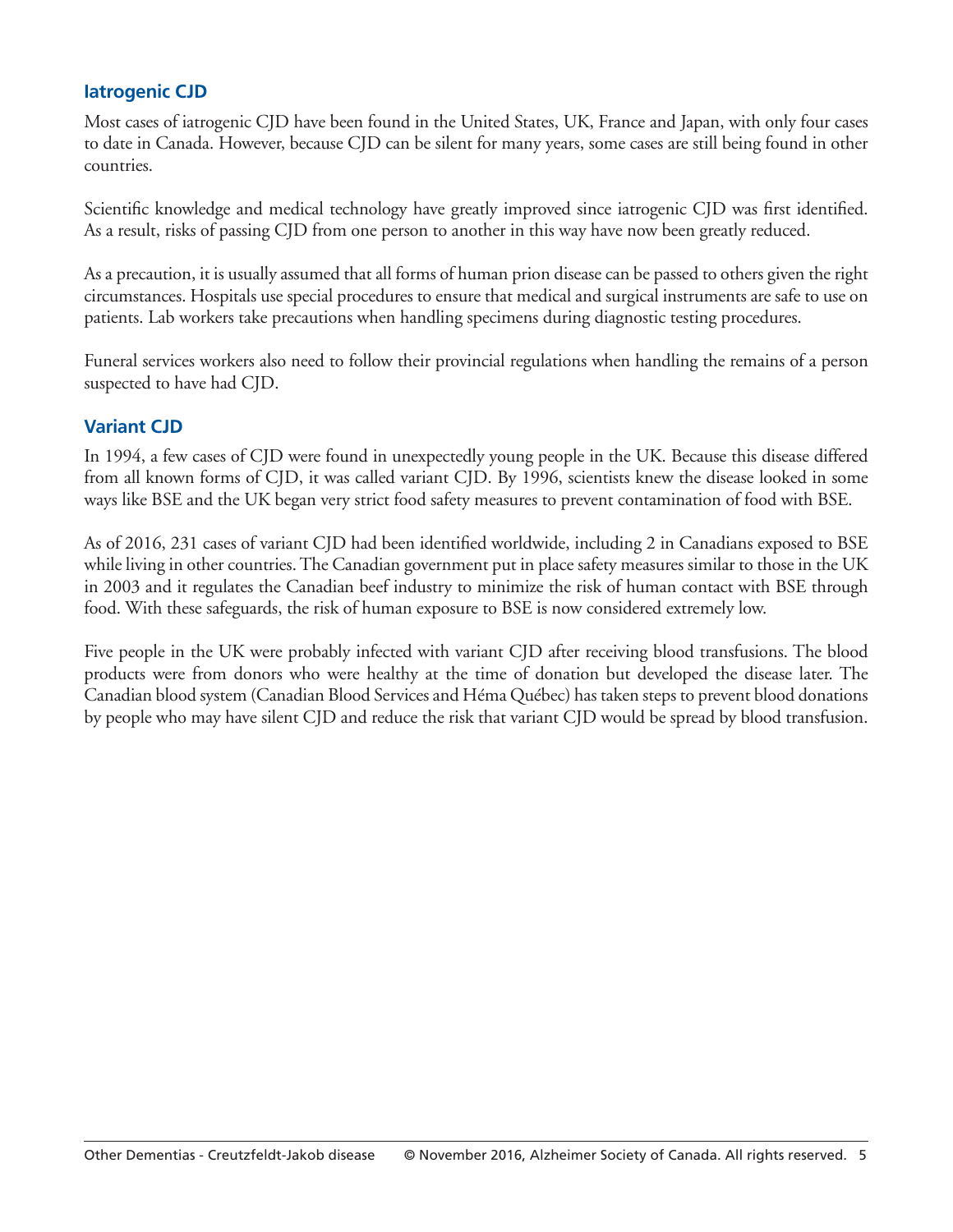## Iatrogenic CJD

Most cases of iatrogenic CJD have been found in the United States, UK, France and Japan, with only four cases to date in Canada. However, because CJD can be silent for many years, some cases are still being found in other countries.

Scientific knowledge and medical technology have greatly improved since iatrogenic CJD was first identified. As a result, risks of passing CJD from one person to another in this way have now been greatly reduced.

As a precaution, it is usually assumed that all forms of human prion disease can be passed to others given the right circumstances. Hospitals use special procedures to ensure that medical and surgical instruments are safe to use on patients. Lab workers take precautions when handling specimens during diagnostic testing procedures.

Funeral services workers also need to follow their provincial regulations when handling the remains of a person suspected to have had CJD.

## Variant CJD

In 1994, a few cases of CJD were found in unexpectedly young people in the UK. Because this disease differed from all known forms of CJD, it was called variant CJD. By 1996, scientists knew the disease looked in some ways like BSE and the UK began very strict food safety measures to prevent contamination of food with BSE.

As of 2016, 231 cases of variant CJD had been identified worldwide, including 2 in Canadians exposed to BSE while living in other countries. The Canadian government put in place safety measures similar to those in the UK in 2003 and it regulates the Canadian beef industry to minimize the risk of human contact with BSE through food. With these safeguards, the risk of human exposure to BSE is now considered extremely low.

Five people in the UK were probably infected with variant CJD after receiving blood transfusions. The blood products were from donors who were healthy at the time of donation but developed the disease later. The Canadian blood system (Canadian Blood Services and Héma Québec) has taken steps to prevent blood donations by people who may have silent CJD and reduce the risk that variant CJD would be spread by blood transfusion.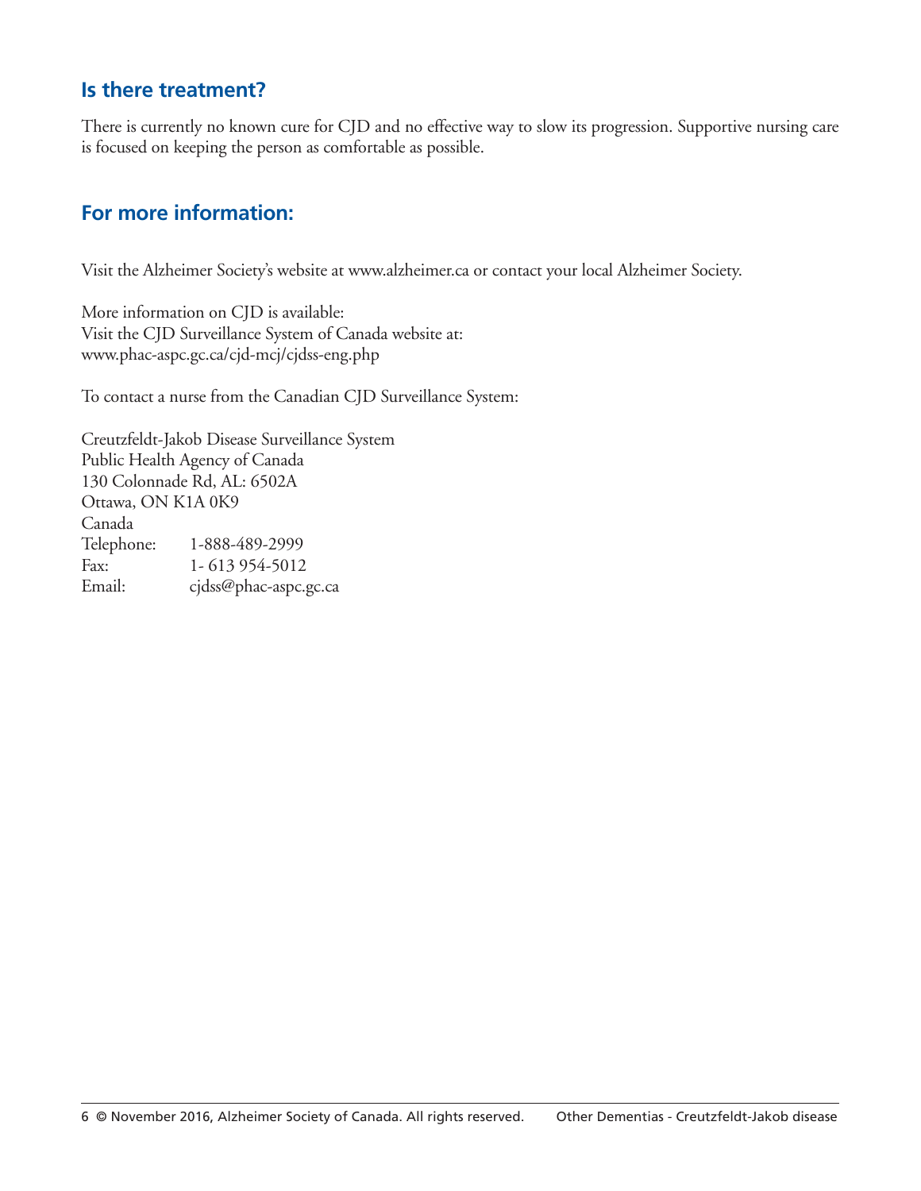## Is there treatment?

There is currently no known cure for CJD and no effective way to slow its progression. Supportive nursing care is focused on keeping the person as comfortable as possible.

## For more information:

Visit the Alzheimer Society's website at www.alzheimer.ca or contact your local Alzheimer Society.

More information on CJD is available:
Visit the CJD Surveillance System of Canada website at:
www.phac-aspc.gc.ca/cjd-mcj/cjdss-eng.php

To contact a nurse from the Canadian CJD Surveillance System:

Creutzfeldt-Jakob Disease Surveillance System
Public Health Agency of Canada
130 Colonnade Rd, AL: 6502A
Ottawa, ON K1A 0K9
Canada
Telephone: 1-888-489-2999
Fax: 1- 613 954-5012
Email: cjdss@phac-aspc.gc.ca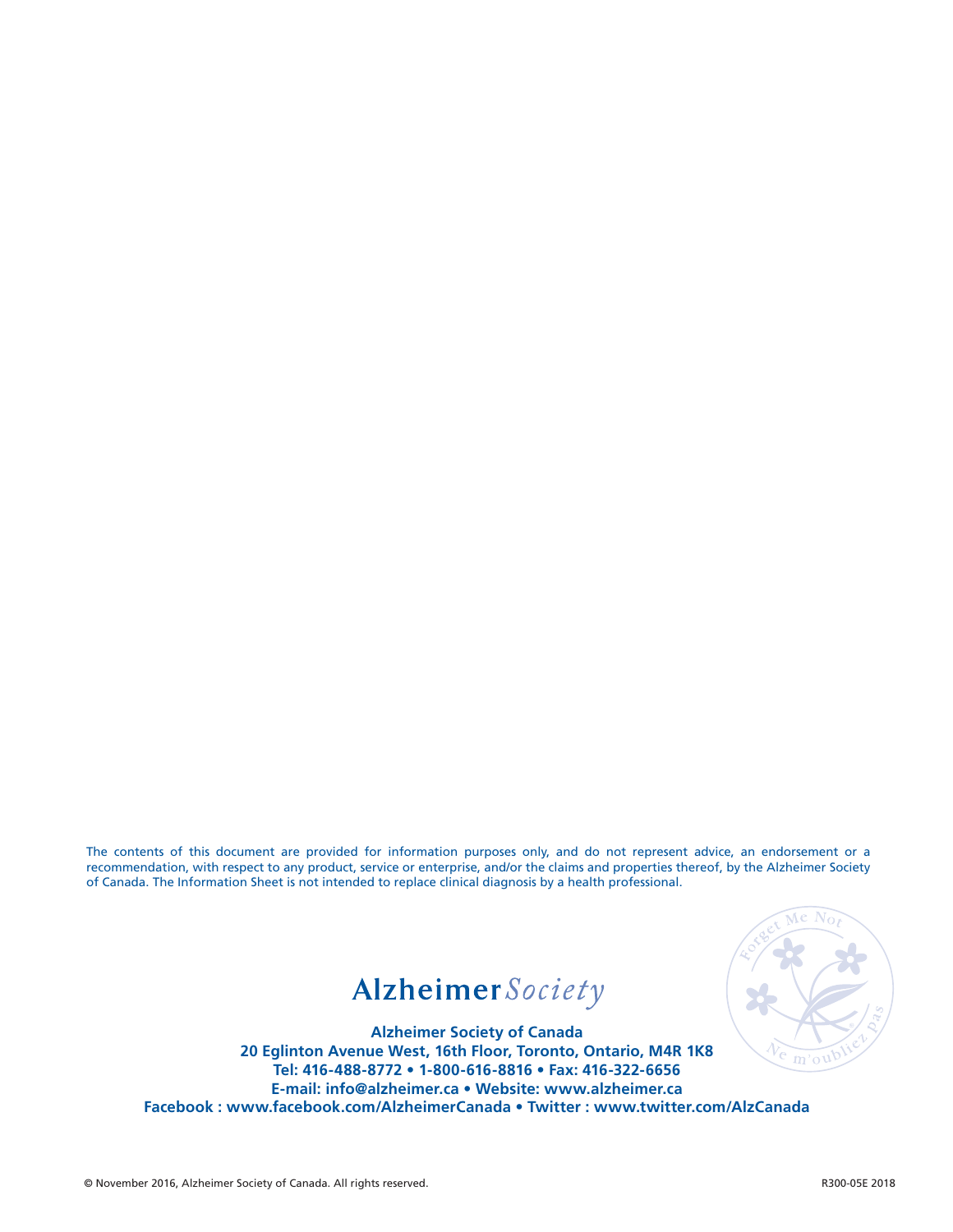The contents of this document are provided for information purposes only, and do not represent advice, an endorsement or a recommendation, with respect to any product, service or enterprise, and/or the claims and properties thereof, by the Alzheimer Society of Canada. The Information Sheet is not intended to replace clinical diagnosis by a health professional.

Alzheimer *Society*

**Alzheimer Society of Canada**
**20 Eglinton Avenue West, 16th Floor, Toronto, Ontario, M4R 1K8**
**Tel: 416-488-8772 • 1-800-616-8816 • Fax: 416-322-6656**
**E-mail: info@alzheimer.ca • Website: www.alzheimer.ca**
**Facebook : www.facebook.com/AlzheimerCanada • Twitter : www.twitter.com/AlzCanada**

Forget Me Not
Ne m'oubliez pas

© November 2016, Alzheimer Society of Canada. All rights reserved.

R300-05E 2018